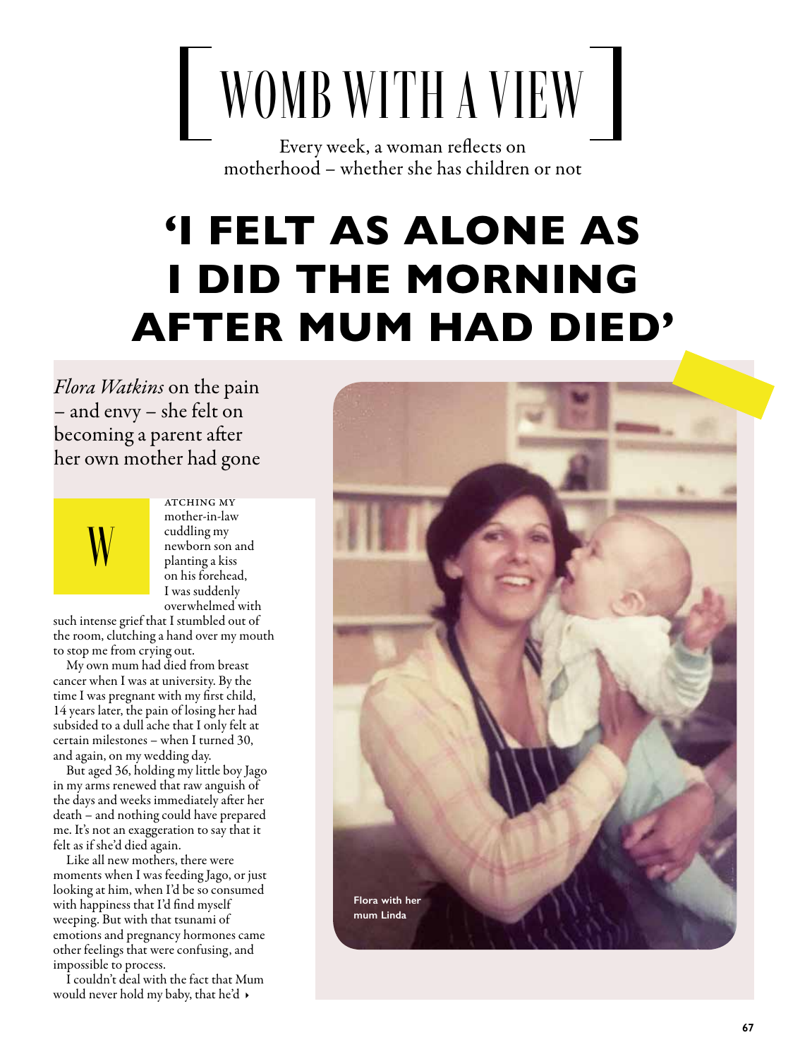# [ WOMB WITH A VIEW ]

Every week, a woman reflects on motherhood – whether she has children or not

# 'I FELT AS ALONE AS I DID THE MORNING AFTER MUM HAD DIED'

*Flora Watkins* on the pain – and envy – she felt on becoming a parent after her own mother had gone

Watching my mother-in-law cuddling my newborn son and planting a kiss on his forehead, I was suddenly overwhelmed with such intense grief that I stumbled out of the room, clutching a hand over my mouth to stop me from crying out.

My own mum had died from breast cancer when I was at university. By the time I was pregnant with my first child, 14 years later, the pain of losing her had subsided to a dull ache that I only felt at certain milestones – when I turned 30, and again, on my wedding day.

But aged 36, holding my little boy Jago in my arms renewed that raw anguish of the days and weeks immediately after her death – and nothing could have prepared me. It's not an exaggeration to say that it felt as if she'd died again.

Like all new mothers, there were moments when I was feeding Jago, or just looking at him, when I'd be so consumed with happiness that I'd find myself weeping. But with that tsunami of emotions and pregnancy hormones came other feelings that were confusing, and impossible to process.

I couldn't deal with the fact that Mum would never hold my baby, that he'd ▸

Flora with her mum Linda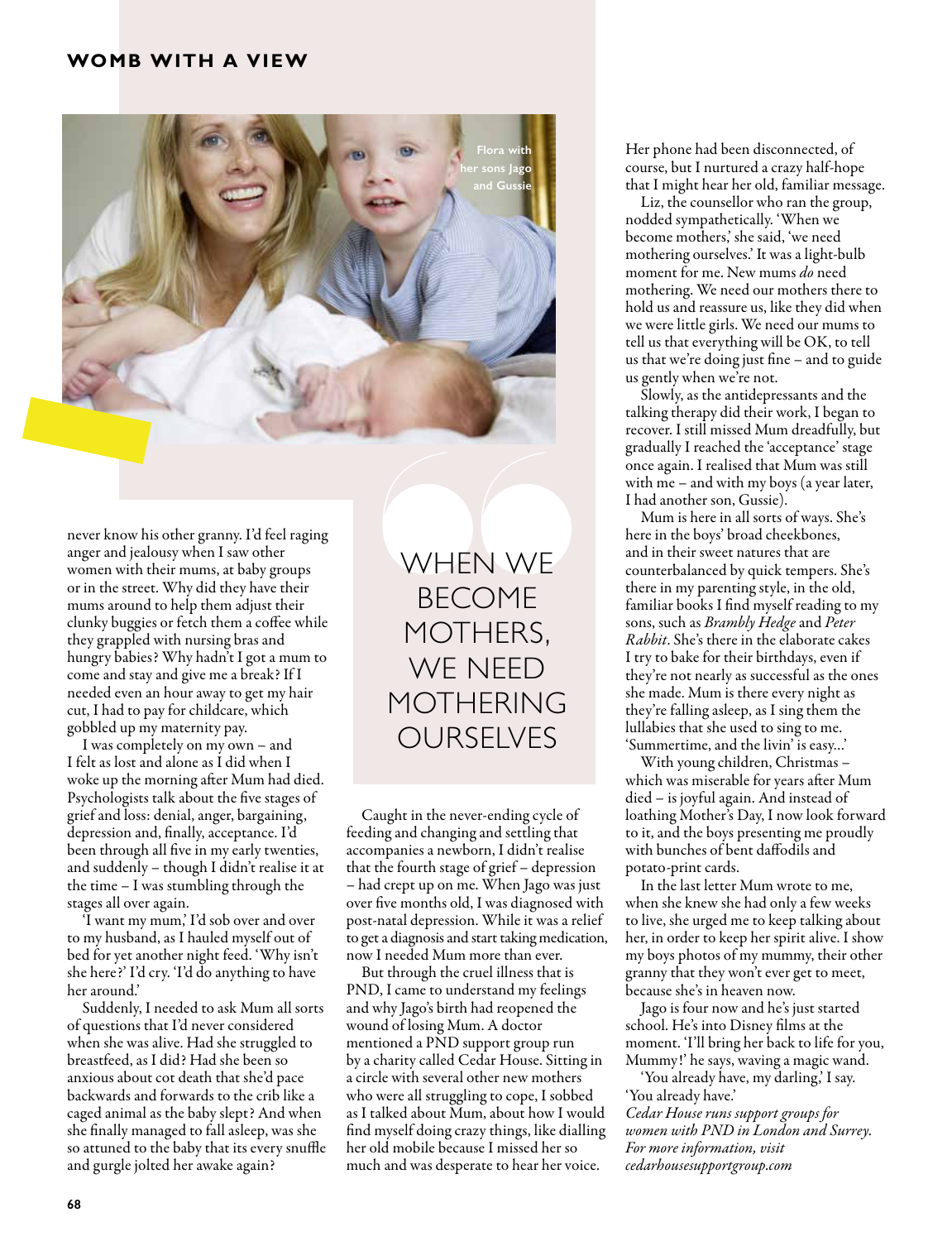Flora with her sons Jago and Gussie

never know his other granny. I'd feel raging anger and jealousy when I saw other women with their mums, at baby groups or in the street. Why did they have their mums around to help them adjust their clunky buggies or fetch them a coffee while they grappled with nursing bras and hungry babies? Why hadn't I got a mum to come and stay and give me a break? If I needed even an hour away to get my hair cut, I had to pay for childcare, which gobbled up my maternity pay.

I was completely on my own – and I felt as lost and alone as I did when I woke up the morning after Mum had died. Psychologists talk about the five stages of grief and loss: denial, anger, bargaining, depression and, finally, acceptance. I'd been through all five in my early twenties, and suddenly – though I didn't realise it at the time – I was stumbling through the stages all over again.

'I want my mum,' I'd sob over and over to my husband, as I hauled myself out of bed for yet another night feed. 'Why isn't she here?' I'd cry. 'I'd do anything to have her around.'

Suddenly, I needed to ask Mum all sorts of questions that I'd never considered when she was alive. Had she struggled to breastfeed, as I did? Had she been so anxious about cot death that she'd pace backwards and forwards to the crib like a caged animal as the baby slept? And when she finally managed to fall asleep, was she so attuned to the baby that its every snuffle and gurgle jolted her awake again?

> WHEN WE BECOME MOTHERS, WE NEED MOTHERING OURSELVES

Caught in the never-ending cycle of feeding and changing and settling that accompanies a newborn, I didn't realise that the fourth stage of grief – depression – had crept up on me. When Jago was just over five months old, I was diagnosed with post-natal depression. While it was a relief to get a diagnosis and start taking medication, now I needed Mum more than ever.

But through the cruel illness that is PND, I came to understand my feelings and why Jago's birth had reopened the wound of losing Mum. A doctor mentioned a PND support group run by a charity called Cedar House. Sitting in a circle with several other new mothers who were all struggling to cope, I sobbed as I talked about Mum, about how I would find myself doing crazy things, like dialling her old mobile because I missed her so much and was desperate to hear her voice. Her phone had been disconnected, of course, but I nurtured a crazy half-hope that I might hear her old, familiar message.

Liz, the counsellor who ran the group, nodded sympathetically. 'When we become mothers,' she said, 'we need mothering ourselves.' It was a light-bulb moment for me. New mums *do* need mothering. We need our mothers there to hold us and reassure us, like they did when we were little girls. We need our mums to tell us that everything will be OK, to tell us that we're doing just fine – and to guide us gently when we're not.

Slowly, as the antidepressants and the talking therapy did their work, I began to recover. I still missed Mum dreadfully, but gradually I reached the 'acceptance' stage once again. I realised that Mum was still with me – and with my boys (a year later, I had another son, Gussie).

Mum is here in all sorts of ways. She's here in the boys' broad cheekbones, and in their sweet natures that are counterbalanced by quick tempers. She's there in my parenting style, in the old, familiar books I find myself reading to my sons, such as *Brambly Hedge* and *Peter Rabbit*. She's there in the elaborate cakes I try to bake for their birthdays, even if they're not nearly as successful as the ones she made. Mum is there every night as they're falling asleep, as I sing them the lullabies that she used to sing to me. 'Summertime, and the livin' is easy...'

With young children, Christmas – which was miserable for years after Mum died – is joyful again. And instead of loathing Mother's Day, I now look forward to it, and the boys presenting me proudly with bunches of bent daffodils and potato-print cards.

In the last letter Mum wrote to me, when she knew she had only a few weeks to live, she urged me to keep talking about her, in order to keep her spirit alive. I show my boys photos of my mummy, their other granny that they won't ever get to meet, because she's in heaven now.

Jago is four now and he's just started school. He's into Disney films at the moment. 'I'll bring her back to life for you, Mummy!' he says, waving a magic wand.

'You already have, my darling,' I say. 'You already have.'

*Cedar House runs support groups for women with PND in London and Surrey. For more information, visit cedarhousesupportgroup.com*